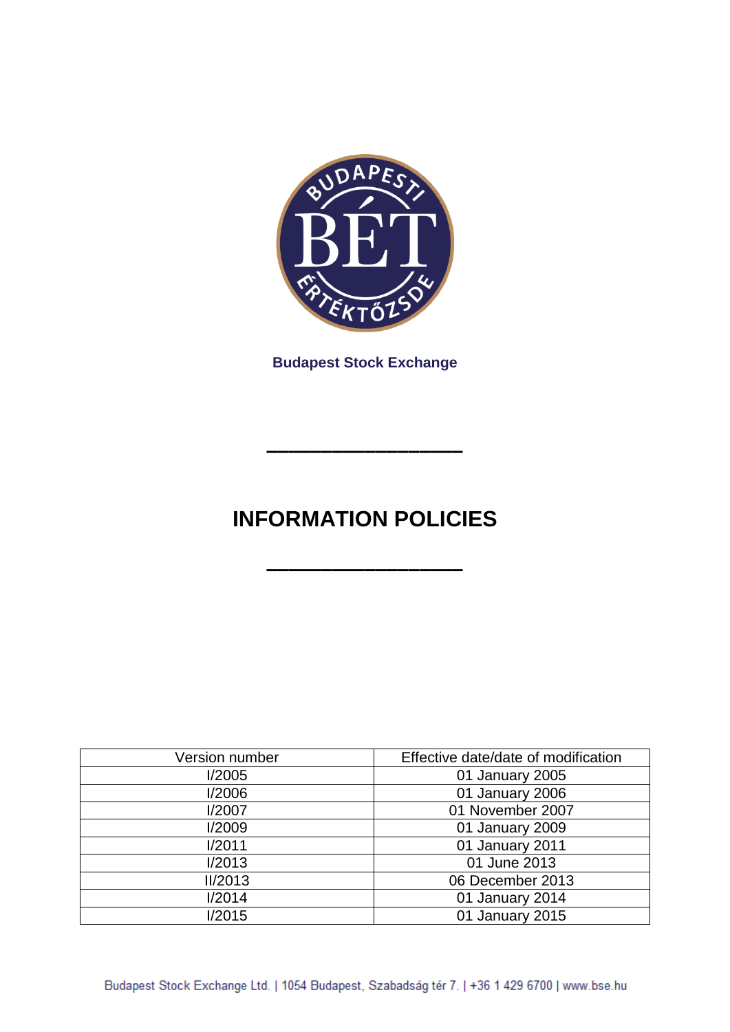**Budapest Stock Exchange**

---

# INFORMATION POLICIES

---

| Version number | Effective date/date of modification |
| --- | --- |
| I/2005 | 01 January 2005 |
| I/2006 | 01 January 2006 |
| I/2007 | 01 November 2007 |
| I/2009 | 01 January 2009 |
| I/2011 | 01 January 2011 |
| I/2013 | 01 June 2013 |
| II/2013 | 06 December 2013 |
| I/2014 | 01 January 2014 |
| I/2015 | 01 January 2015 |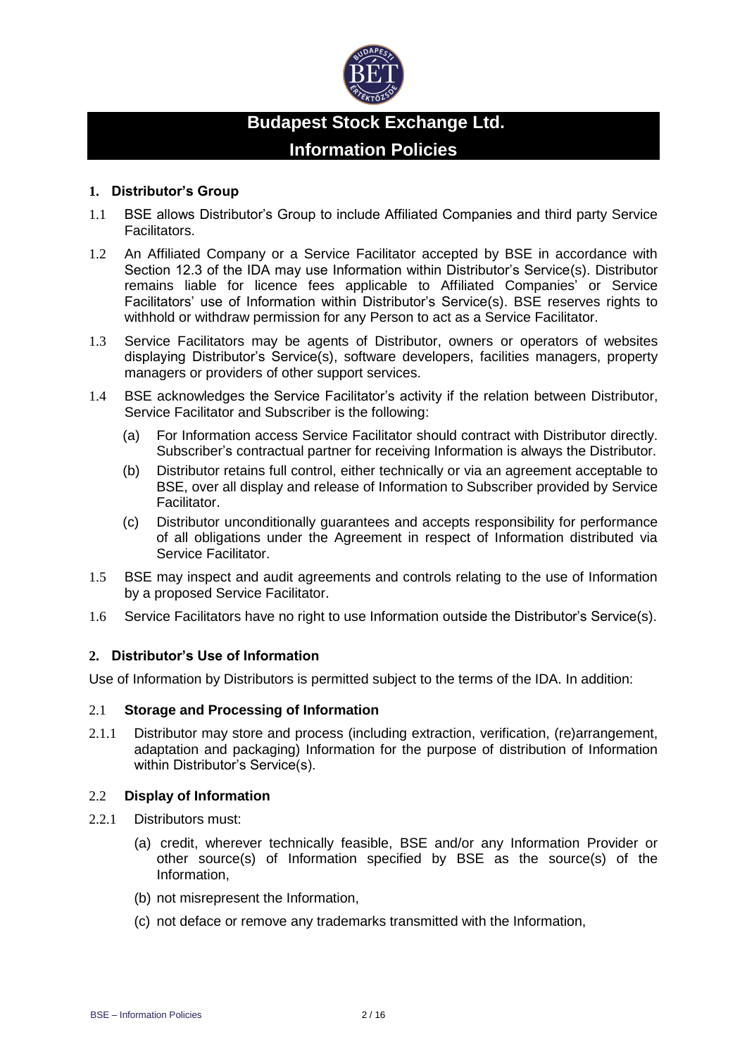# Budapest Stock Exchange Ltd.

## Information Policies

### 1. Distributor's Group

1.1 BSE allows Distributor's Group to include Affiliated Companies and third party Service Facilitators.

1.2 An Affiliated Company or a Service Facilitator accepted by BSE in accordance with Section 12.3 of the IDA may use Information within Distributor's Service(s). Distributor remains liable for licence fees applicable to Affiliated Companies' or Service Facilitators' use of Information within Distributor's Service(s). BSE reserves rights to withhold or withdraw permission for any Person to act as a Service Facilitator.

1.3 Service Facilitators may be agents of Distributor, owners or operators of websites displaying Distributor's Service(s), software developers, facilities managers, property managers or providers of other support services.

1.4 BSE acknowledges the Service Facilitator's activity if the relation between Distributor, Service Facilitator and Subscriber is the following:

(a) For Information access Service Facilitator should contract with Distributor directly. Subscriber's contractual partner for receiving Information is always the Distributor.

(b) Distributor retains full control, either technically or via an agreement acceptable to BSE, over all display and release of Information to Subscriber provided by Service Facilitator.

(c) Distributor unconditionally guarantees and accepts responsibility for performance of all obligations under the Agreement in respect of Information distributed via Service Facilitator.

1.5 BSE may inspect and audit agreements and controls relating to the use of Information by a proposed Service Facilitator.

1.6 Service Facilitators have no right to use Information outside the Distributor's Service(s).

### 2. Distributor's Use of Information

Use of Information by Distributors is permitted subject to the terms of the IDA. In addition:

#### 2.1 Storage and Processing of Information

2.1.1 Distributor may store and process (including extraction, verification, (re)arrangement, adaptation and packaging) Information for the purpose of distribution of Information within Distributor's Service(s).

#### 2.2 Display of Information

2.2.1 Distributors must:

(a) credit, wherever technically feasible, BSE and/or any Information Provider or other source(s) of Information specified by BSE as the source(s) of the Information,

(b) not misrepresent the Information,

(c) not deface or remove any trademarks transmitted with the Information,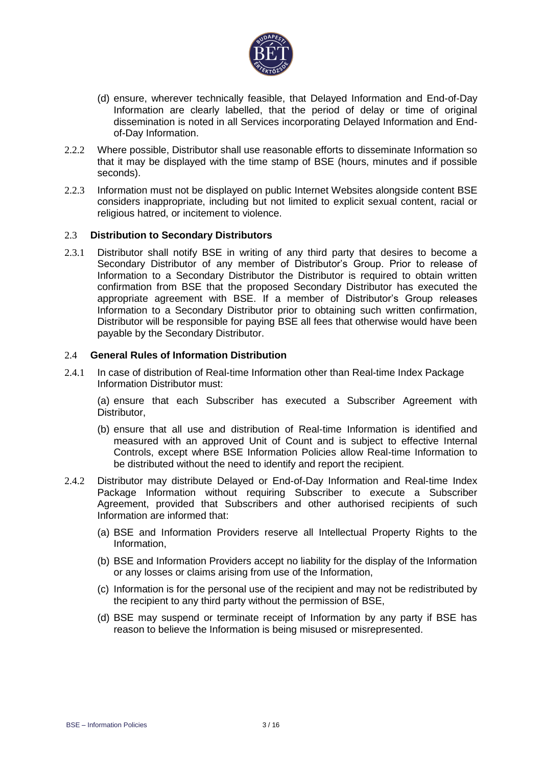(d) ensure, wherever technically feasible, that Delayed Information and End-of-Day Information are clearly labelled, that the period of delay or time of original dissemination is noted in all Services incorporating Delayed Information and End-of-Day Information.

2.2.2 Where possible, Distributor shall use reasonable efforts to disseminate Information so that it may be displayed with the time stamp of BSE (hours, minutes and if possible seconds).

2.2.3 Information must not be displayed on public Internet Websites alongside content BSE considers inappropriate, including but not limited to explicit sexual content, racial or religious hatred, or incitement to violence.

### 2.3 **Distribution to Secondary Distributors**

2.3.1 Distributor shall notify BSE in writing of any third party that desires to become a Secondary Distributor of any member of Distributor's Group. Prior to release of Information to a Secondary Distributor the Distributor is required to obtain written confirmation from BSE that the proposed Secondary Distributor has executed the appropriate agreement with BSE. If a member of Distributor's Group releases Information to a Secondary Distributor prior to obtaining such written confirmation, Distributor will be responsible for paying BSE all fees that otherwise would have been payable by the Secondary Distributor.

### 2.4 **General Rules of Information Distribution**

2.4.1 In case of distribution of Real-time Information other than Real-time Index Package Information Distributor must:

(a) ensure that each Subscriber has executed a Subscriber Agreement with Distributor,

(b) ensure that all use and distribution of Real-time Information is identified and measured with an approved Unit of Count and is subject to effective Internal Controls, except where BSE Information Policies allow Real-time Information to be distributed without the need to identify and report the recipient.

2.4.2 Distributor may distribute Delayed or End-of-Day Information and Real-time Index Package Information without requiring Subscriber to execute a Subscriber Agreement, provided that Subscribers and other authorised recipients of such Information are informed that:

(a) BSE and Information Providers reserve all Intellectual Property Rights to the Information,

(b) BSE and Information Providers accept no liability for the display of the Information or any losses or claims arising from use of the Information,

(c) Information is for the personal use of the recipient and may not be redistributed by the recipient to any third party without the permission of BSE,

(d) BSE may suspend or terminate receipt of Information by any party if BSE has reason to believe the Information is being misused or misrepresented.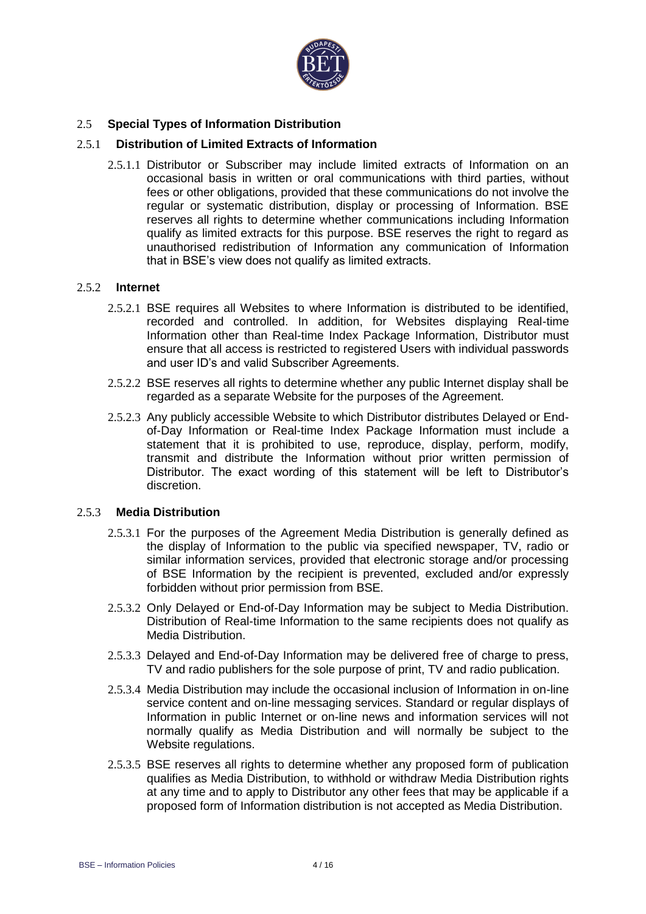## 2.5 Special Types of Information Distribution

### 2.5.1 Distribution of Limited Extracts of Information

2.5.1.1 Distributor or Subscriber may include limited extracts of Information on an occasional basis in written or oral communications with third parties, without fees or other obligations, provided that these communications do not involve the regular or systematic distribution, display or processing of Information. BSE reserves all rights to determine whether communications including Information qualify as limited extracts for this purpose. BSE reserves the right to regard as unauthorised redistribution of Information any communication of Information that in BSE's view does not qualify as limited extracts.

### 2.5.2 Internet

2.5.2.1 BSE requires all Websites to where Information is distributed to be identified, recorded and controlled. In addition, for Websites displaying Real-time Information other than Real-time Index Package Information, Distributor must ensure that all access is restricted to registered Users with individual passwords and user ID's and valid Subscriber Agreements.

2.5.2.2 BSE reserves all rights to determine whether any public Internet display shall be regarded as a separate Website for the purposes of the Agreement.

2.5.2.3 Any publicly accessible Website to which Distributor distributes Delayed or End-of-Day Information or Real-time Index Package Information must include a statement that it is prohibited to use, reproduce, display, perform, modify, transmit and distribute the Information without prior written permission of Distributor. The exact wording of this statement will be left to Distributor's discretion.

### 2.5.3 Media Distribution

2.5.3.1 For the purposes of the Agreement Media Distribution is generally defined as the display of Information to the public via specified newspaper, TV, radio or similar information services, provided that electronic storage and/or processing of BSE Information by the recipient is prevented, excluded and/or expressly forbidden without prior permission from BSE.

2.5.3.2 Only Delayed or End-of-Day Information may be subject to Media Distribution. Distribution of Real-time Information to the same recipients does not qualify as Media Distribution.

2.5.3.3 Delayed and End-of-Day Information may be delivered free of charge to press, TV and radio publishers for the sole purpose of print, TV and radio publication.

2.5.3.4 Media Distribution may include the occasional inclusion of Information in on-line service content and on-line messaging services. Standard or regular displays of Information in public Internet or on-line news and information services will not normally qualify as Media Distribution and will normally be subject to the Website regulations.

2.5.3.5 BSE reserves all rights to determine whether any proposed form of publication qualifies as Media Distribution, to withhold or withdraw Media Distribution rights at any time and to apply to Distributor any other fees that may be applicable if a proposed form of Information distribution is not accepted as Media Distribution.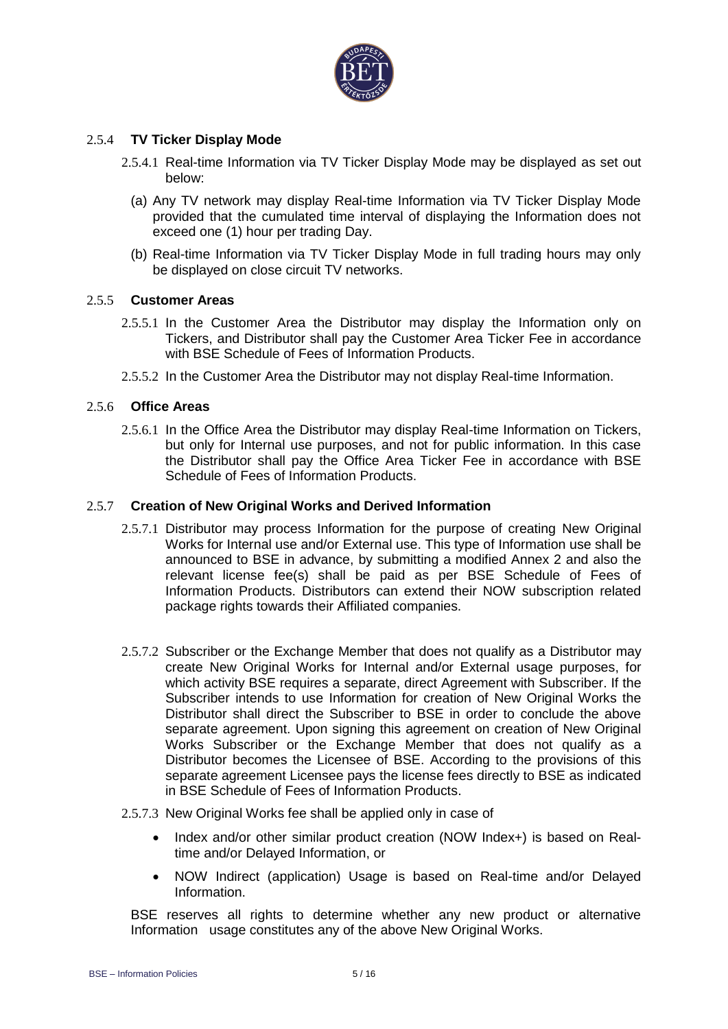### 2.5.4 **TV Ticker Display Mode**

2.5.4.1 Real-time Information via TV Ticker Display Mode may be displayed as set out below:

(a) Any TV network may display Real-time Information via TV Ticker Display Mode provided that the cumulated time interval of displaying the Information does not exceed one (1) hour per trading Day.

(b) Real-time Information via TV Ticker Display Mode in full trading hours may only be displayed on close circuit TV networks.

### 2.5.5 **Customer Areas**

2.5.5.1 In the Customer Area the Distributor may display the Information only on Tickers, and Distributor shall pay the Customer Area Ticker Fee in accordance with BSE Schedule of Fees of Information Products.

2.5.5.2 In the Customer Area the Distributor may not display Real-time Information.

### 2.5.6 **Office Areas**

2.5.6.1 In the Office Area the Distributor may display Real-time Information on Tickers, but only for Internal use purposes, and not for public information. In this case the Distributor shall pay the Office Area Ticker Fee in accordance with BSE Schedule of Fees of Information Products.

### 2.5.7 **Creation of New Original Works and Derived Information**

2.5.7.1 Distributor may process Information for the purpose of creating New Original Works for Internal use and/or External use. This type of Information use shall be announced to BSE in advance, by submitting a modified Annex 2 and also the relevant license fee(s) shall be paid as per BSE Schedule of Fees of Information Products. Distributors can extend their NOW subscription related package rights towards their Affiliated companies.

2.5.7.2 Subscriber or the Exchange Member that does not qualify as a Distributor may create New Original Works for Internal and/or External usage purposes, for which activity BSE requires a separate, direct Agreement with Subscriber. If the Subscriber intends to use Information for creation of New Original Works the Distributor shall direct the Subscriber to BSE in order to conclude the above separate agreement. Upon signing this agreement on creation of New Original Works Subscriber or the Exchange Member that does not qualify as a Distributor becomes the Licensee of BSE. According to the provisions of this separate agreement Licensee pays the license fees directly to BSE as indicated in BSE Schedule of Fees of Information Products.

2.5.7.3 New Original Works fee shall be applied only in case of

- Index and/or other similar product creation (NOW Index+) is based on Real-time and/or Delayed Information, or
- NOW Indirect (application) Usage is based on Real-time and/or Delayed Information.

BSE reserves all rights to determine whether any new product or alternative Information usage constitutes any of the above New Original Works.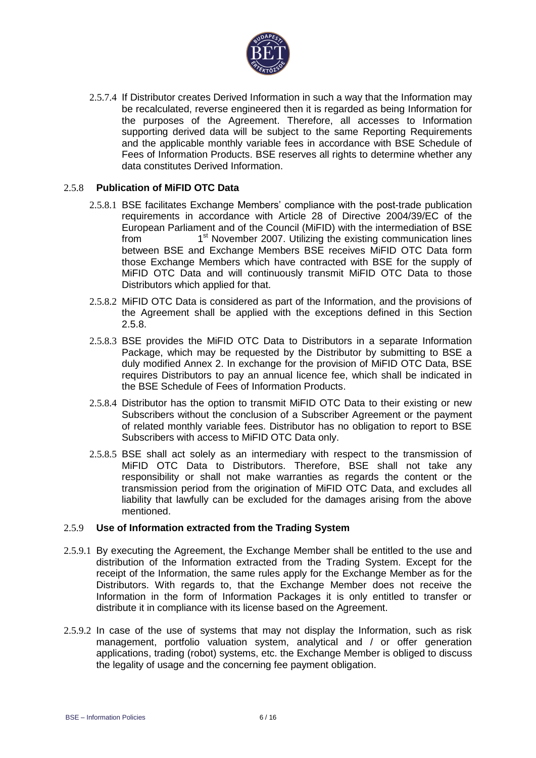2.5.7.4 If Distributor creates Derived Information in such a way that the Information may be recalculated, reverse engineered then it is regarded as being Information for the purposes of the Agreement. Therefore, all accesses to Information supporting derived data will be subject to the same Reporting Requirements and the applicable monthly variable fees in accordance with BSE Schedule of Fees of Information Products. BSE reserves all rights to determine whether any data constitutes Derived Information.

### 2.5.8 **Publication of MiFID OTC Data**

2.5.8.1 BSE facilitates Exchange Members' compliance with the post-trade publication requirements in accordance with Article 28 of Directive 2004/39/EC of the European Parliament and of the Council (MiFID) with the intermediation of BSE from 1st November 2007. Utilizing the existing communication lines between BSE and Exchange Members BSE receives MiFID OTC Data form those Exchange Members which have contracted with BSE for the supply of MiFID OTC Data and will continuously transmit MiFID OTC Data to those Distributors which applied for that.

2.5.8.2 MiFID OTC Data is considered as part of the Information, and the provisions of the Agreement shall be applied with the exceptions defined in this Section 2.5.8.

2.5.8.3 BSE provides the MiFID OTC Data to Distributors in a separate Information Package, which may be requested by the Distributor by submitting to BSE a duly modified Annex 2. In exchange for the provision of MiFID OTC Data, BSE requires Distributors to pay an annual licence fee, which shall be indicated in the BSE Schedule of Fees of Information Products.

2.5.8.4 Distributor has the option to transmit MiFID OTC Data to their existing or new Subscribers without the conclusion of a Subscriber Agreement or the payment of related monthly variable fees. Distributor has no obligation to report to BSE Subscribers with access to MiFID OTC Data only.

2.5.8.5 BSE shall act solely as an intermediary with respect to the transmission of MiFID OTC Data to Distributors. Therefore, BSE shall not take any responsibility or shall not make warranties as regards the content or the transmission period from the origination of MiFID OTC Data, and excludes all liability that lawfully can be excluded for the damages arising from the above mentioned.

### 2.5.9 **Use of Information extracted from the Trading System**

2.5.9.1 By executing the Agreement, the Exchange Member shall be entitled to the use and distribution of the Information extracted from the Trading System. Except for the receipt of the Information, the same rules apply for the Exchange Member as for the Distributors. With regards to, that the Exchange Member does not receive the Information in the form of Information Packages it is only entitled to transfer or distribute it in compliance with its license based on the Agreement.

2.5.9.2 In case of the use of systems that may not display the Information, such as risk management, portfolio valuation system, analytical and / or offer generation applications, trading (robot) systems, etc. the Exchange Member is obliged to discuss the legality of usage and the concerning fee payment obligation.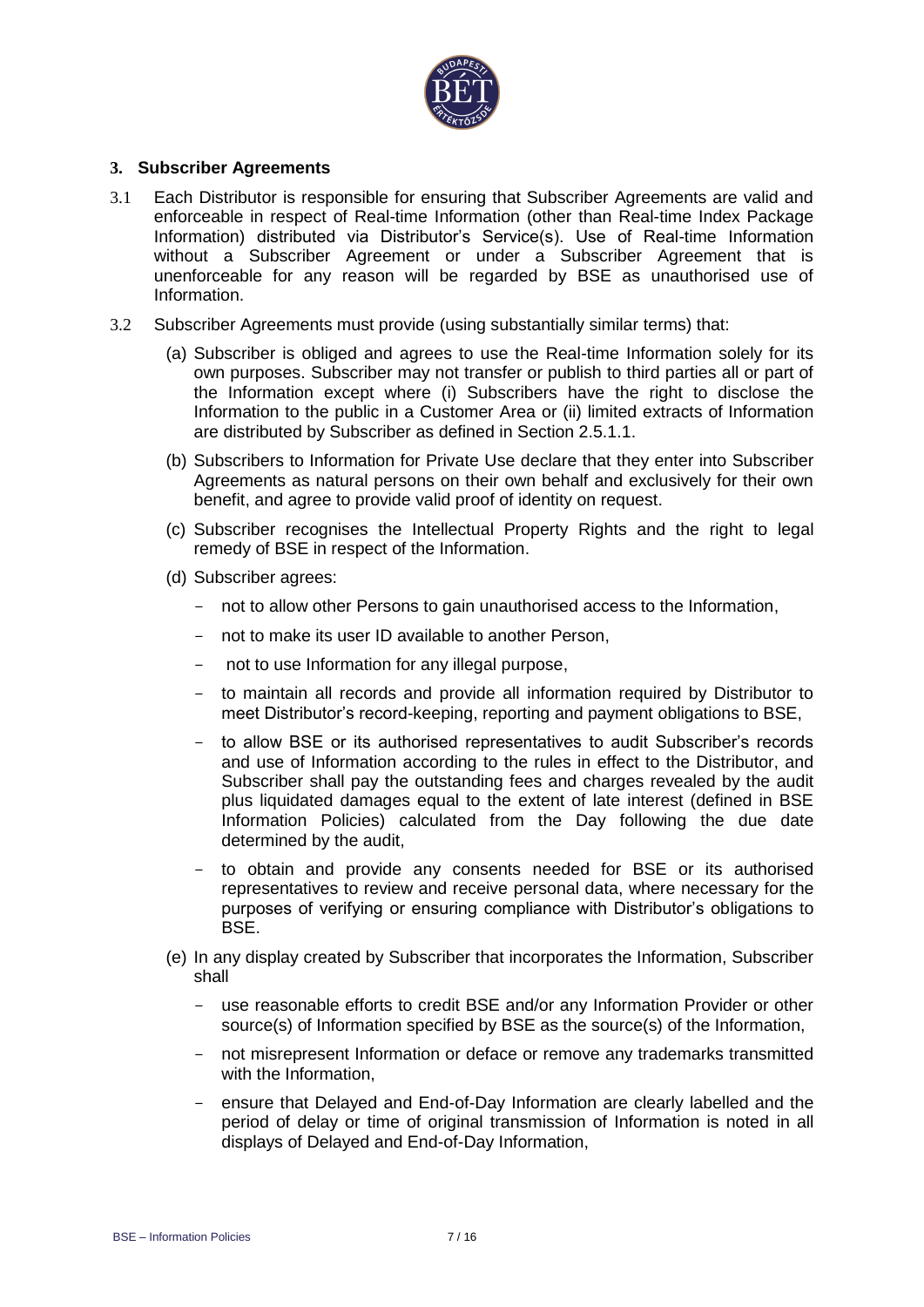## 3. Subscriber Agreements

3.1 Each Distributor is responsible for ensuring that Subscriber Agreements are valid and enforceable in respect of Real-time Information (other than Real-time Index Package Information) distributed via Distributor's Service(s). Use of Real-time Information without a Subscriber Agreement or under a Subscriber Agreement that is unenforceable for any reason will be regarded by BSE as unauthorised use of Information.

3.2 Subscriber Agreements must provide (using substantially similar terms) that:

(a) Subscriber is obliged and agrees to use the Real-time Information solely for its own purposes. Subscriber may not transfer or publish to third parties all or part of the Information except where (i) Subscribers have the right to disclose the Information to the public in a Customer Area or (ii) limited extracts of Information are distributed by Subscriber as defined in Section 2.5.1.1.

(b) Subscribers to Information for Private Use declare that they enter into Subscriber Agreements as natural persons on their own behalf and exclusively for their own benefit, and agree to provide valid proof of identity on request.

(c) Subscriber recognises the Intellectual Property Rights and the right to legal remedy of BSE in respect of the Information.

(d) Subscriber agrees:

- not to allow other Persons to gain unauthorised access to the Information,
- not to make its user ID available to another Person,
- not to use Information for any illegal purpose,
- to maintain all records and provide all information required by Distributor to meet Distributor's record-keeping, reporting and payment obligations to BSE,
- to allow BSE or its authorised representatives to audit Subscriber's records and use of Information according to the rules in effect to the Distributor, and Subscriber shall pay the outstanding fees and charges revealed by the audit plus liquidated damages equal to the extent of late interest (defined in BSE Information Policies) calculated from the Day following the due date determined by the audit,
- to obtain and provide any consents needed for BSE or its authorised representatives to review and receive personal data, where necessary for the purposes of verifying or ensuring compliance with Distributor's obligations to BSE.

(e) In any display created by Subscriber that incorporates the Information, Subscriber shall

- use reasonable efforts to credit BSE and/or any Information Provider or other source(s) of Information specified by BSE as the source(s) of the Information,
- not misrepresent Information or deface or remove any trademarks transmitted with the Information,
- ensure that Delayed and End-of-Day Information are clearly labelled and the period of delay or time of original transmission of Information is noted in all displays of Delayed and End-of-Day Information,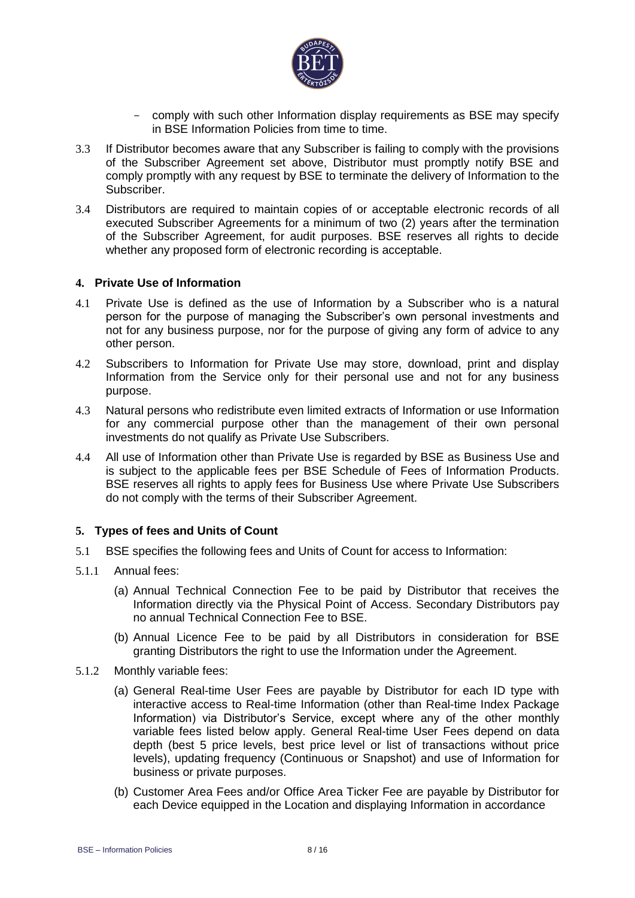- comply with such other Information display requirements as BSE may specify in BSE Information Policies from time to time.

3.3 If Distributor becomes aware that any Subscriber is failing to comply with the provisions of the Subscriber Agreement set above, Distributor must promptly notify BSE and comply promptly with any request by BSE to terminate the delivery of Information to the Subscriber.

3.4 Distributors are required to maintain copies of or acceptable electronic records of all executed Subscriber Agreements for a minimum of two (2) years after the termination of the Subscriber Agreement, for audit purposes. BSE reserves all rights to decide whether any proposed form of electronic recording is acceptable.

## 4. Private Use of Information

4.1 Private Use is defined as the use of Information by a Subscriber who is a natural person for the purpose of managing the Subscriber's own personal investments and not for any business purpose, nor for the purpose of giving any form of advice to any other person.

4.2 Subscribers to Information for Private Use may store, download, print and display Information from the Service only for their personal use and not for any business purpose.

4.3 Natural persons who redistribute even limited extracts of Information or use Information for any commercial purpose other than the management of their own personal investments do not qualify as Private Use Subscribers.

4.4 All use of Information other than Private Use is regarded by BSE as Business Use and is subject to the applicable fees per BSE Schedule of Fees of Information Products. BSE reserves all rights to apply fees for Business Use where Private Use Subscribers do not comply with the terms of their Subscriber Agreement.

## 5. Types of fees and Units of Count

5.1 BSE specifies the following fees and Units of Count for access to Information:

5.1.1 Annual fees:

(a) Annual Technical Connection Fee to be paid by Distributor that receives the Information directly via the Physical Point of Access. Secondary Distributors pay no annual Technical Connection Fee to BSE.

(b) Annual Licence Fee to be paid by all Distributors in consideration for BSE granting Distributors the right to use the Information under the Agreement.

5.1.2 Monthly variable fees:

(a) General Real-time User Fees are payable by Distributor for each ID type with interactive access to Real-time Information (other than Real-time Index Package Information) via Distributor's Service, except where any of the other monthly variable fees listed below apply. General Real-time User Fees depend on data depth (best 5 price levels, best price level or list of transactions without price levels), updating frequency (Continuous or Snapshot) and use of Information for business or private purposes.

(b) Customer Area Fees and/or Office Area Ticker Fee are payable by Distributor for each Device equipped in the Location and displaying Information in accordance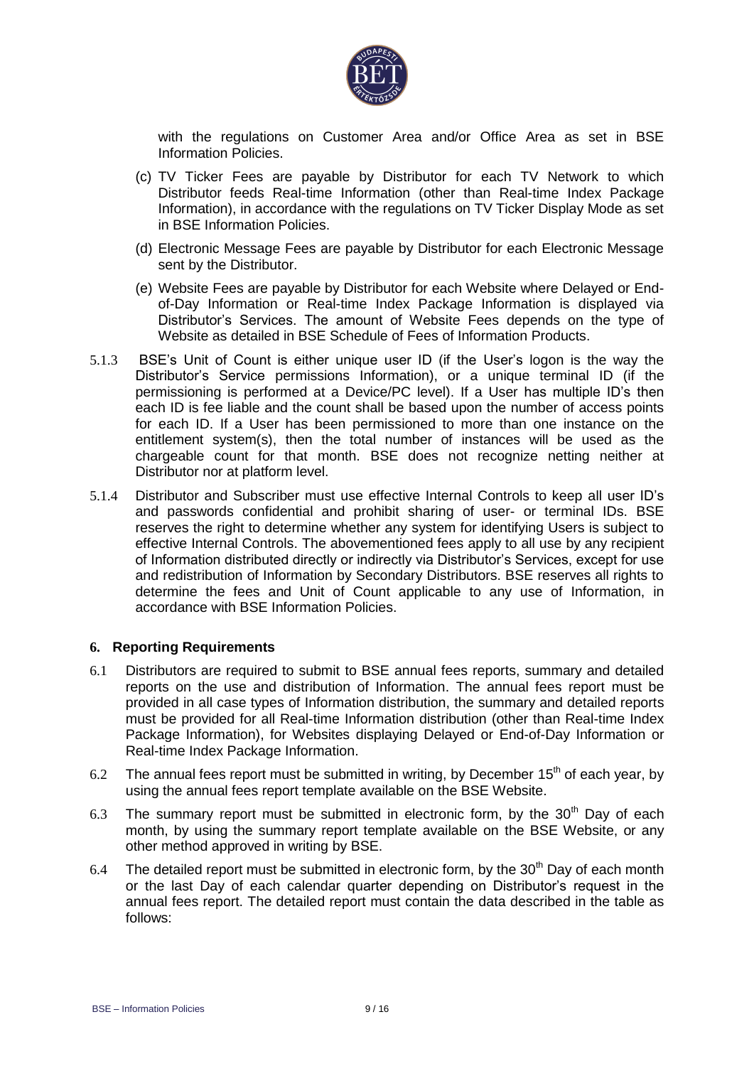with the regulations on Customer Area and/or Office Area as set in BSE Information Policies.

(c) TV Ticker Fees are payable by Distributor for each TV Network to which Distributor feeds Real-time Information (other than Real-time Index Package Information), in accordance with the regulations on TV Ticker Display Mode as set in BSE Information Policies.

(d) Electronic Message Fees are payable by Distributor for each Electronic Message sent by the Distributor.

(e) Website Fees are payable by Distributor for each Website where Delayed or End-of-Day Information or Real-time Index Package Information is displayed via Distributor's Services. The amount of Website Fees depends on the type of Website as detailed in BSE Schedule of Fees of Information Products.

5.1.3 BSE's Unit of Count is either unique user ID (if the User's logon is the way the Distributor's Service permissions Information), or a unique terminal ID (if the permissioning is performed at a Device/PC level). If a User has multiple ID's then each ID is fee liable and the count shall be based upon the number of access points for each ID. If a User has been permissioned to more than one instance on the entitlement system(s), then the total number of instances will be used as the chargeable count for that month. BSE does not recognize netting neither at Distributor nor at platform level.

5.1.4 Distributor and Subscriber must use effective Internal Controls to keep all user ID's and passwords confidential and prohibit sharing of user- or terminal IDs. BSE reserves the right to determine whether any system for identifying Users is subject to effective Internal Controls. The abovementioned fees apply to all use by any recipient of Information distributed directly or indirectly via Distributor's Services, except for use and redistribution of Information by Secondary Distributors. BSE reserves all rights to determine the fees and Unit of Count applicable to any use of Information, in accordance with BSE Information Policies.

## 6. Reporting Requirements

6.1 Distributors are required to submit to BSE annual fees reports, summary and detailed reports on the use and distribution of Information. The annual fees report must be provided in all case types of Information distribution, the summary and detailed reports must be provided for all Real-time Information distribution (other than Real-time Index Package Information), for Websites displaying Delayed or End-of-Day Information or Real-time Index Package Information.

6.2 The annual fees report must be submitted in writing, by December 15th of each year, by using the annual fees report template available on the BSE Website.

6.3 The summary report must be submitted in electronic form, by the 30th Day of each month, by using the summary report template available on the BSE Website, or any other method approved in writing by BSE.

6.4 The detailed report must be submitted in electronic form, by the 30th Day of each month or the last Day of each calendar quarter depending on Distributor's request in the annual fees report. The detailed report must contain the data described in the table as follows: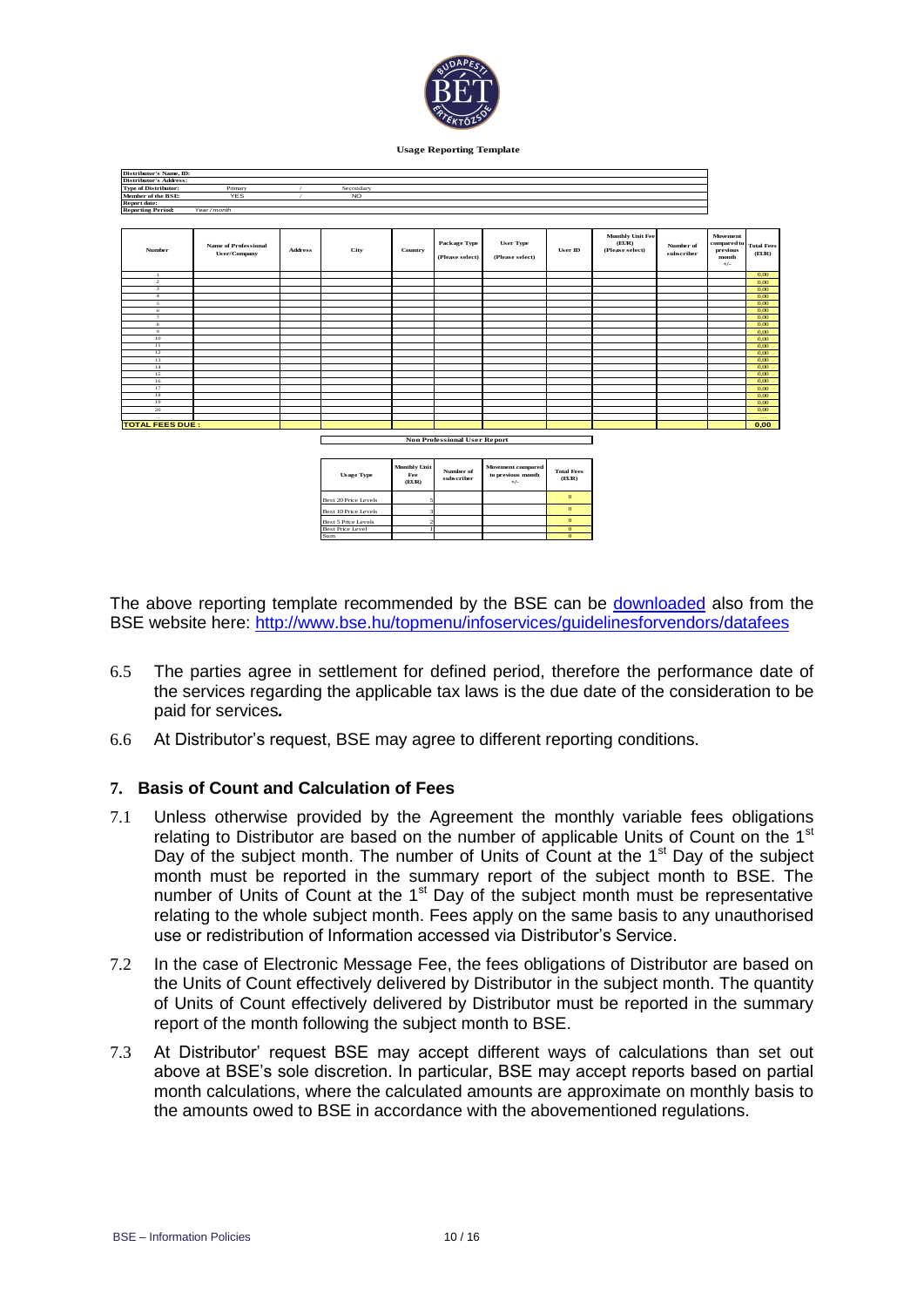**Usage Reporting Template**

| | | | | | |
|---|---|---|---|---|---|
| **Distributor's Name, ID:** | | | | | |
| **Distributor's Address:** | | | | | |
| **Type of Distributor:** | Primary | / | Secondary | | |
| **Member of the BSE:** | YES | / | NO | | |
| **Report date:** | | | | | |
| **Reporting Period:** | *Year / month* | | | | |

| Number | Name of Professional User/Company | Address | City | Country | Package Type (Please select) | User Type (Please select) | User ID | Monthly Unit Fee (EUR) (Please select) | Number of subscriber | Movement compared to previous month +/- | Total Fees (EUR) |
|---|---|---|---|---|---|---|---|---|---|---|---|
| 1 | | | | | | | | | | | 0,00 |
| 2 | | | | | | | | | | | 0,00 |
| 3 | | | | | | | | | | | 0,00 |
| 4 | | | | | | | | | | | 0,00 |
| 5 | | | | | | | | | | | 0,00 |
| 6 | | | | | | | | | | | 0,00 |
| 7 | | | | | | | | | | | 0,00 |
| 8 | | | | | | | | | | | 0,00 |
| 9 | | | | | | | | | | | 0,00 |
| 10 | | | | | | | | | | | 0,00 |
| 11 | | | | | | | | | | | 0,00 |
| 12 | | | | | | | | | | | 0,00 |
| 13 | | | | | | | | | | | 0,00 |
| 14 | | | | | | | | | | | 0,00 |
| 15 | | | | | | | | | | | 0,00 |
| 16 | | | | | | | | | | | 0,00 |
| 17 | | | | | | | | | | | 0,00 |
| 18 | | | | | | | | | | | 0,00 |
| 19 | | | | | | | | | | | 0,00 |
| 20 | | | | | | | | | | | 0,00 |
| **TOTAL FEES DUE :** | | | | | | | | | | | **0,00** |

**Non Professional User Report**

| Usage Type | Monthly Unit Fee (EUR) | Number of subscriber | Movement compared to previous month +/- | Total Fees (EUR) |
|---|---|---|---|---|
| Best 20 Price Levels | 5 | | | 0 |
| Best 10 Price Levels | 3 | | | 0 |
| Best 5 Price Levels | 2 | | | 0 |
| Best Price Level | 1 | | | 0 |
| Sum | | | | 0 |

The above reporting template recommended by the BSE can be downloaded also from the BSE website here: http://www.bse.hu/topmenu/infoservices/guidelinesforvendors/datafees

6.5 The parties agree in settlement for defined period, therefore the performance date of the services regarding the applicable tax laws is the due date of the consideration to be paid for services*.*

6.6 At Distributor's request, BSE may agree to different reporting conditions.

## 7. Basis of Count and Calculation of Fees

7.1 Unless otherwise provided by the Agreement the monthly variable fees obligations relating to Distributor are based on the number of applicable Units of Count on the 1st Day of the subject month. The number of Units of Count at the 1st Day of the subject month must be reported in the summary report of the subject month to BSE. The number of Units of Count at the 1st Day of the subject month must be representative relating to the whole subject month. Fees apply on the same basis to any unauthorised use or redistribution of Information accessed via Distributor's Service.

7.2 In the case of Electronic Message Fee, the fees obligations of Distributor are based on the Units of Count effectively delivered by Distributor in the subject month. The quantity of Units of Count effectively delivered by Distributor must be reported in the summary report of the month following the subject month to BSE.

7.3 At Distributor' request BSE may accept different ways of calculations than set out above at BSE's sole discretion. In particular, BSE may accept reports based on partial month calculations, where the calculated amounts are approximate on monthly basis to the amounts owed to BSE in accordance with the abovementioned regulations.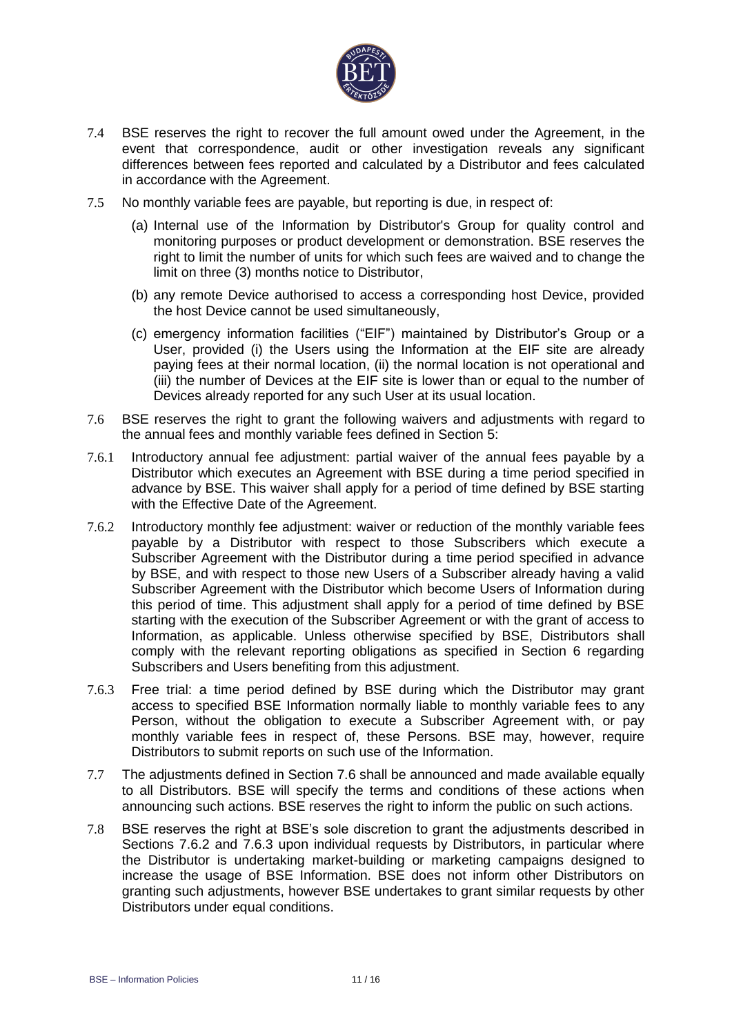7.4 BSE reserves the right to recover the full amount owed under the Agreement, in the event that correspondence, audit or other investigation reveals any significant differences between fees reported and calculated by a Distributor and fees calculated in accordance with the Agreement.

7.5 No monthly variable fees are payable, but reporting is due, in respect of:

(a) Internal use of the Information by Distributor's Group for quality control and monitoring purposes or product development or demonstration. BSE reserves the right to limit the number of units for which such fees are waived and to change the limit on three (3) months notice to Distributor,

(b) any remote Device authorised to access a corresponding host Device, provided the host Device cannot be used simultaneously,

(c) emergency information facilities ("EIF") maintained by Distributor's Group or a User, provided (i) the Users using the Information at the EIF site are already paying fees at their normal location, (ii) the normal location is not operational and (iii) the number of Devices at the EIF site is lower than or equal to the number of Devices already reported for any such User at its usual location.

7.6 BSE reserves the right to grant the following waivers and adjustments with regard to the annual fees and monthly variable fees defined in Section 5:

7.6.1 Introductory annual fee adjustment: partial waiver of the annual fees payable by a Distributor which executes an Agreement with BSE during a time period specified in advance by BSE. This waiver shall apply for a period of time defined by BSE starting with the Effective Date of the Agreement.

7.6.2 Introductory monthly fee adjustment: waiver or reduction of the monthly variable fees payable by a Distributor with respect to those Subscribers which execute a Subscriber Agreement with the Distributor during a time period specified in advance by BSE, and with respect to those new Users of a Subscriber already having a valid Subscriber Agreement with the Distributor which become Users of Information during this period of time. This adjustment shall apply for a period of time defined by BSE starting with the execution of the Subscriber Agreement or with the grant of access to Information, as applicable. Unless otherwise specified by BSE, Distributors shall comply with the relevant reporting obligations as specified in Section 6 regarding Subscribers and Users benefiting from this adjustment.

7.6.3 Free trial: a time period defined by BSE during which the Distributor may grant access to specified BSE Information normally liable to monthly variable fees to any Person, without the obligation to execute a Subscriber Agreement with, or pay monthly variable fees in respect of, these Persons. BSE may, however, require Distributors to submit reports on such use of the Information.

7.7 The adjustments defined in Section 7.6 shall be announced and made available equally to all Distributors. BSE will specify the terms and conditions of these actions when announcing such actions. BSE reserves the right to inform the public on such actions.

7.8 BSE reserves the right at BSE's sole discretion to grant the adjustments described in Sections 7.6.2 and 7.6.3 upon individual requests by Distributors, in particular where the Distributor is undertaking market-building or marketing campaigns designed to increase the usage of BSE Information. BSE does not inform other Distributors on granting such adjustments, however BSE undertakes to grant similar requests by other Distributors under equal conditions.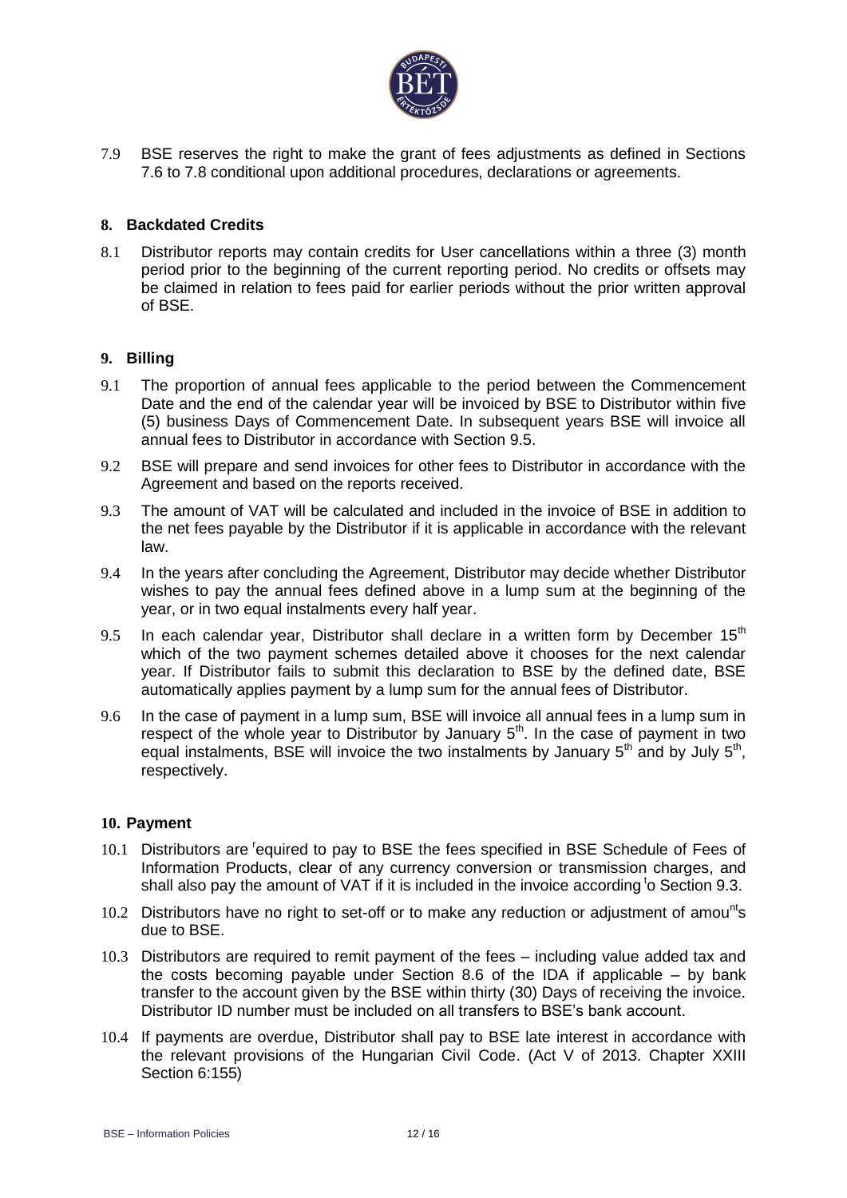7.9 BSE reserves the right to make the grant of fees adjustments as defined in Sections 7.6 to 7.8 conditional upon additional procedures, declarations or agreements.

## 8. Backdated Credits

8.1 Distributor reports may contain credits for User cancellations within a three (3) month period prior to the beginning of the current reporting period. No credits or offsets may be claimed in relation to fees paid for earlier periods without the prior written approval of BSE.

## 9. Billing

9.1 The proportion of annual fees applicable to the period between the Commencement Date and the end of the calendar year will be invoiced by BSE to Distributor within five (5) business Days of Commencement Date. In subsequent years BSE will invoice all annual fees to Distributor in accordance with Section 9.5.

9.2 BSE will prepare and send invoices for other fees to Distributor in accordance with the Agreement and based on the reports received.

9.3 The amount of VAT will be calculated and included in the invoice of BSE in addition to the net fees payable by the Distributor if it is applicable in accordance with the relevant law.

9.4 In the years after concluding the Agreement, Distributor may decide whether Distributor wishes to pay the annual fees defined above in a lump sum at the beginning of the year, or in two equal instalments every half year.

9.5 In each calendar year, Distributor shall declare in a written form by December 15th which of the two payment schemes detailed above it chooses for the next calendar year. If Distributor fails to submit this declaration to BSE by the defined date, BSE automatically applies payment by a lump sum for the annual fees of Distributor.

9.6 In the case of payment in a lump sum, BSE will invoice all annual fees in a lump sum in respect of the whole year to Distributor by January 5th. In the case of payment in two equal instalments, BSE will invoice the two instalments by January 5th and by July 5th, respectively.

## 10. Payment

10.1 Distributors are required to pay to BSE the fees specified in BSE Schedule of Fees of Information Products, clear of any currency conversion or transmission charges, and shall also pay the amount of VAT if it is included in the invoice according to Section 9.3.

10.2 Distributors have no right to set-off or to make any reduction or adjustment of amounts due to BSE.

10.3 Distributors are required to remit payment of the fees – including value added tax and the costs becoming payable under Section 8.6 of the IDA if applicable – by bank transfer to the account given by the BSE within thirty (30) Days of receiving the invoice. Distributor ID number must be included on all transfers to BSE's bank account.

10.4 If payments are overdue, Distributor shall pay to BSE late interest in accordance with the relevant provisions of the Hungarian Civil Code. (Act V of 2013. Chapter XXIII Section 6:155)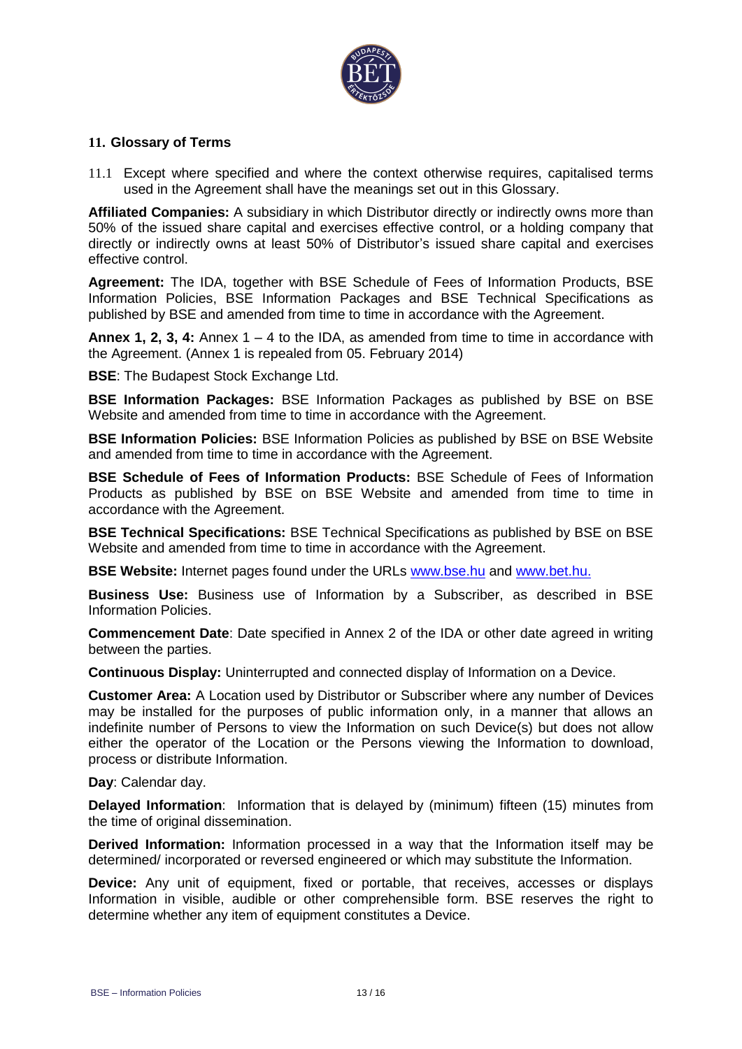## 11. Glossary of Terms

11.1 Except where specified and where the context otherwise requires, capitalised terms used in the Agreement shall have the meanings set out in this Glossary.

**Affiliated Companies:** A subsidiary in which Distributor directly or indirectly owns more than 50% of the issued share capital and exercises effective control, or a holding company that directly or indirectly owns at least 50% of Distributor's issued share capital and exercises effective control.

**Agreement:** The IDA, together with BSE Schedule of Fees of Information Products, BSE Information Policies, BSE Information Packages and BSE Technical Specifications as published by BSE and amended from time to time in accordance with the Agreement.

**Annex 1, 2, 3, 4:** Annex 1 – 4 to the IDA, as amended from time to time in accordance with the Agreement. (Annex 1 is repealed from 05. February 2014)

**BSE**: The Budapest Stock Exchange Ltd.

**BSE Information Packages:** BSE Information Packages as published by BSE on BSE Website and amended from time to time in accordance with the Agreement.

**BSE Information Policies:** BSE Information Policies as published by BSE on BSE Website and amended from time to time in accordance with the Agreement.

**BSE Schedule of Fees of Information Products:** BSE Schedule of Fees of Information Products as published by BSE on BSE Website and amended from time to time in accordance with the Agreement.

**BSE Technical Specifications:** BSE Technical Specifications as published by BSE on BSE Website and amended from time to time in accordance with the Agreement.

**BSE Website:** Internet pages found under the URLs www.bse.hu and www.bet.hu.

**Business Use:** Business use of Information by a Subscriber, as described in BSE Information Policies.

**Commencement Date**: Date specified in Annex 2 of the IDA or other date agreed in writing between the parties.

**Continuous Display:** Uninterrupted and connected display of Information on a Device.

**Customer Area:** A Location used by Distributor or Subscriber where any number of Devices may be installed for the purposes of public information only, in a manner that allows an indefinite number of Persons to view the Information on such Device(s) but does not allow either the operator of the Location or the Persons viewing the Information to download, process or distribute Information.

**Day**: Calendar day.

**Delayed Information**: Information that is delayed by (minimum) fifteen (15) minutes from the time of original dissemination.

**Derived Information:** Information processed in a way that the Information itself may be determined/ incorporated or reversed engineered or which may substitute the Information.

**Device:** Any unit of equipment, fixed or portable, that receives, accesses or displays Information in visible, audible or other comprehensible form. BSE reserves the right to determine whether any item of equipment constitutes a Device.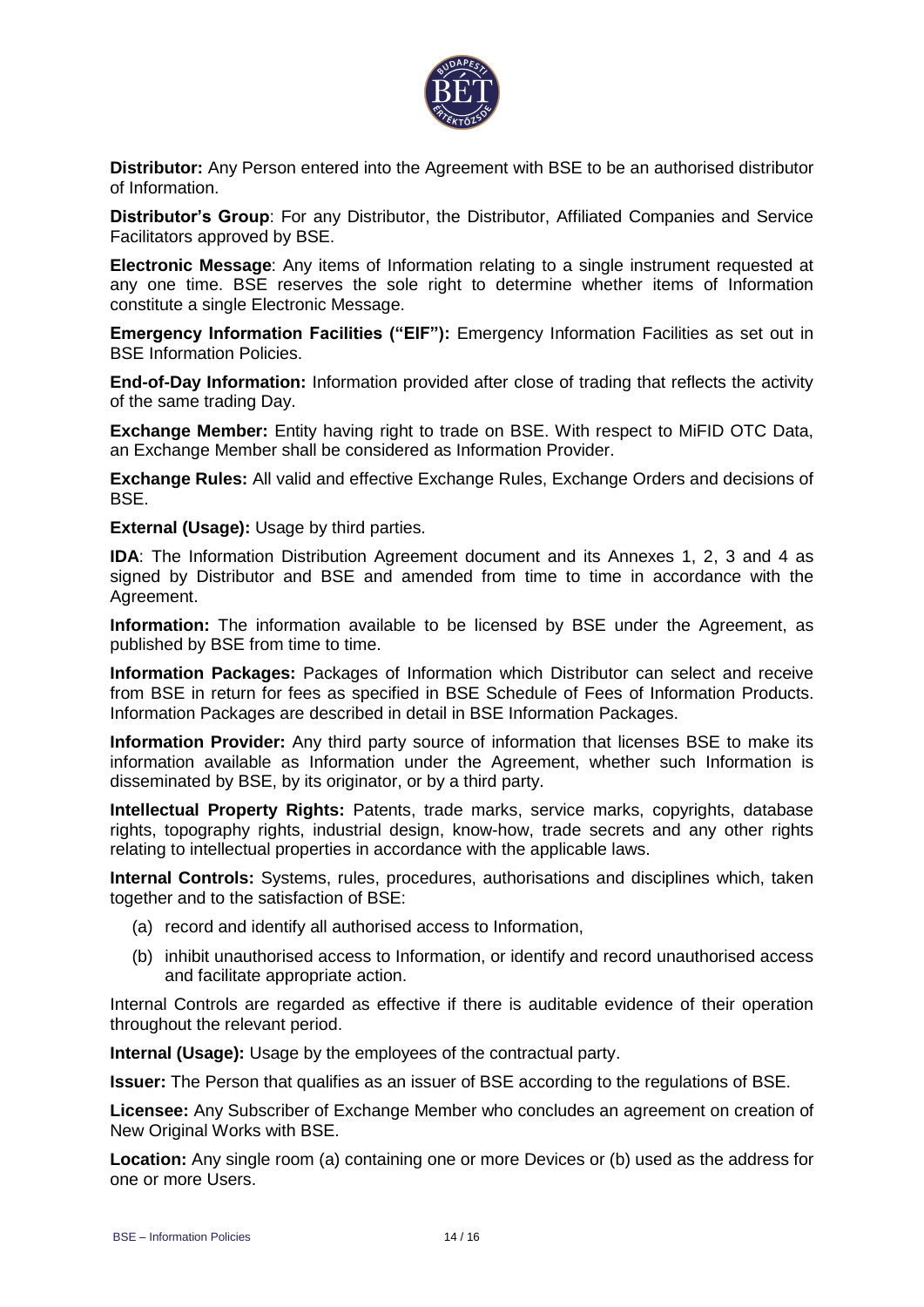**Distributor:** Any Person entered into the Agreement with BSE to be an authorised distributor of Information.

**Distributor's Group**: For any Distributor, the Distributor, Affiliated Companies and Service Facilitators approved by BSE.

**Electronic Message**: Any items of Information relating to a single instrument requested at any one time. BSE reserves the sole right to determine whether items of Information constitute a single Electronic Message.

**Emergency Information Facilities ("EIF"):** Emergency Information Facilities as set out in BSE Information Policies.

**End-of-Day Information:** Information provided after close of trading that reflects the activity of the same trading Day.

**Exchange Member:** Entity having right to trade on BSE. With respect to MiFID OTC Data, an Exchange Member shall be considered as Information Provider.

**Exchange Rules:** All valid and effective Exchange Rules, Exchange Orders and decisions of BSE.

**External (Usage):** Usage by third parties.

**IDA**: The Information Distribution Agreement document and its Annexes 1, 2, 3 and 4 as signed by Distributor and BSE and amended from time to time in accordance with the Agreement.

**Information:** The information available to be licensed by BSE under the Agreement, as published by BSE from time to time.

**Information Packages:** Packages of Information which Distributor can select and receive from BSE in return for fees as specified in BSE Schedule of Fees of Information Products. Information Packages are described in detail in BSE Information Packages.

**Information Provider:** Any third party source of information that licenses BSE to make its information available as Information under the Agreement, whether such Information is disseminated by BSE, by its originator, or by a third party.

**Intellectual Property Rights:** Patents, trade marks, service marks, copyrights, database rights, topography rights, industrial design, know-how, trade secrets and any other rights relating to intellectual properties in accordance with the applicable laws.

**Internal Controls:** Systems, rules, procedures, authorisations and disciplines which, taken together and to the satisfaction of BSE:

(a) record and identify all authorised access to Information,

(b) inhibit unauthorised access to Information, or identify and record unauthorised access and facilitate appropriate action.

Internal Controls are regarded as effective if there is auditable evidence of their operation throughout the relevant period.

**Internal (Usage):** Usage by the employees of the contractual party.

**Issuer:** The Person that qualifies as an issuer of BSE according to the regulations of BSE.

**Licensee:** Any Subscriber of Exchange Member who concludes an agreement on creation of New Original Works with BSE.

**Location:** Any single room (a) containing one or more Devices or (b) used as the address for one or more Users.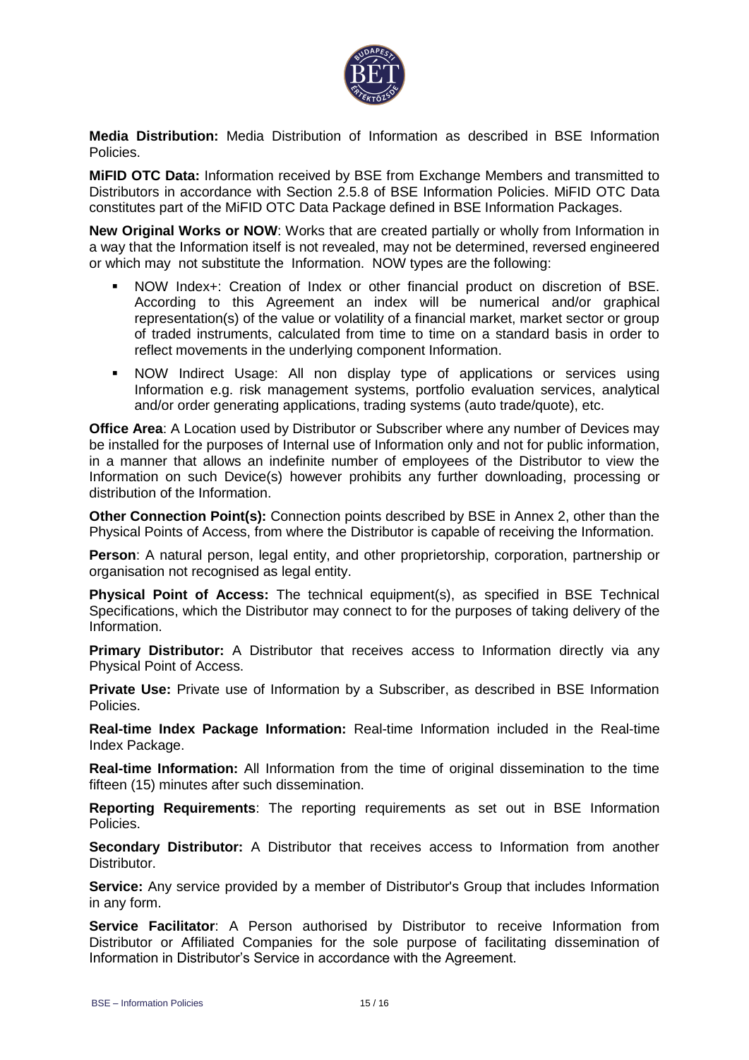**Media Distribution:** Media Distribution of Information as described in BSE Information Policies.

**MiFID OTC Data:** Information received by BSE from Exchange Members and transmitted to Distributors in accordance with Section 2.5.8 of BSE Information Policies. MiFID OTC Data constitutes part of the MiFID OTC Data Package defined in BSE Information Packages.

**New Original Works or NOW**: Works that are created partially or wholly from Information in a way that the Information itself is not revealed, may not be determined, reversed engineered or which may not substitute the Information. NOW types are the following:

- NOW Index+: Creation of Index or other financial product on discretion of BSE. According to this Agreement an index will be numerical and/or graphical representation(s) of the value or volatility of a financial market, market sector or group of traded instruments, calculated from time to time on a standard basis in order to reflect movements in the underlying component Information.
- NOW Indirect Usage: All non display type of applications or services using Information e.g. risk management systems, portfolio evaluation services, analytical and/or order generating applications, trading systems (auto trade/quote), etc.

**Office Area**: A Location used by Distributor or Subscriber where any number of Devices may be installed for the purposes of Internal use of Information only and not for public information, in a manner that allows an indefinite number of employees of the Distributor to view the Information on such Device(s) however prohibits any further downloading, processing or distribution of the Information.

**Other Connection Point(s):** Connection points described by BSE in Annex 2, other than the Physical Points of Access, from where the Distributor is capable of receiving the Information.

**Person**: A natural person, legal entity, and other proprietorship, corporation, partnership or organisation not recognised as legal entity.

**Physical Point of Access:** The technical equipment(s), as specified in BSE Technical Specifications, which the Distributor may connect to for the purposes of taking delivery of the Information.

**Primary Distributor:** A Distributor that receives access to Information directly via any Physical Point of Access.

**Private Use:** Private use of Information by a Subscriber, as described in BSE Information Policies.

**Real-time Index Package Information:** Real-time Information included in the Real-time Index Package.

**Real-time Information:** All Information from the time of original dissemination to the time fifteen (15) minutes after such dissemination.

**Reporting Requirements**: The reporting requirements as set out in BSE Information Policies.

**Secondary Distributor:** A Distributor that receives access to Information from another Distributor.

**Service:** Any service provided by a member of Distributor's Group that includes Information in any form.

**Service Facilitator**: A Person authorised by Distributor to receive Information from Distributor or Affiliated Companies for the sole purpose of facilitating dissemination of Information in Distributor's Service in accordance with the Agreement.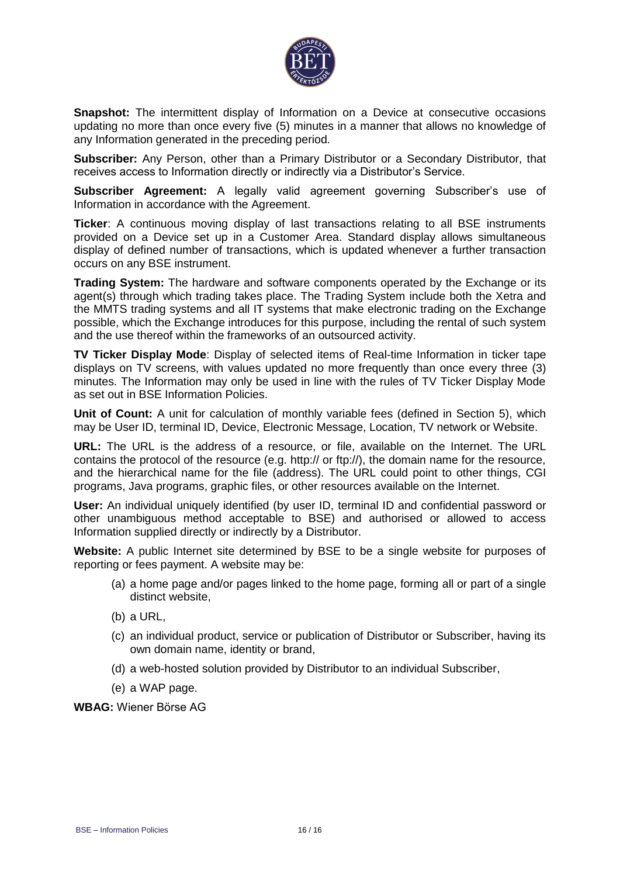**Snapshot:** The intermittent display of Information on a Device at consecutive occasions updating no more than once every five (5) minutes in a manner that allows no knowledge of any Information generated in the preceding period.

**Subscriber:** Any Person, other than a Primary Distributor or a Secondary Distributor, that receives access to Information directly or indirectly via a Distributor's Service.

**Subscriber Agreement:** A legally valid agreement governing Subscriber's use of Information in accordance with the Agreement.

**Ticker**: A continuous moving display of last transactions relating to all BSE instruments provided on a Device set up in a Customer Area. Standard display allows simultaneous display of defined number of transactions, which is updated whenever a further transaction occurs on any BSE instrument.

**Trading System:** The hardware and software components operated by the Exchange or its agent(s) through which trading takes place. The Trading System include both the Xetra and the MMTS trading systems and all IT systems that make electronic trading on the Exchange possible, which the Exchange introduces for this purpose, including the rental of such system and the use thereof within the frameworks of an outsourced activity.

**TV Ticker Display Mode**: Display of selected items of Real-time Information in ticker tape displays on TV screens, with values updated no more frequently than once every three (3) minutes. The Information may only be used in line with the rules of TV Ticker Display Mode as set out in BSE Information Policies.

**Unit of Count:** A unit for calculation of monthly variable fees (defined in Section 5), which may be User ID, terminal ID, Device, Electronic Message, Location, TV network or Website.

**URL:** The URL is the address of a resource, or file, available on the Internet. The URL contains the protocol of the resource (e.g. http:// or ftp://), the domain name for the resource, and the hierarchical name for the file (address). The URL could point to other things, CGI programs, Java programs, graphic files, or other resources available on the Internet.

**User:** An individual uniquely identified (by user ID, terminal ID and confidential password or other unambiguous method acceptable to BSE) and authorised or allowed to access Information supplied directly or indirectly by a Distributor.

**Website:** A public Internet site determined by BSE to be a single website for purposes of reporting or fees payment. A website may be:

(a) a home page and/or pages linked to the home page, forming all or part of a single distinct website,

(b) a URL,

(c) an individual product, service or publication of Distributor or Subscriber, having its own domain name, identity or brand,

(d) a web-hosted solution provided by Distributor to an individual Subscriber,

(e) a WAP page.

**WBAG:** Wiener Börse AG